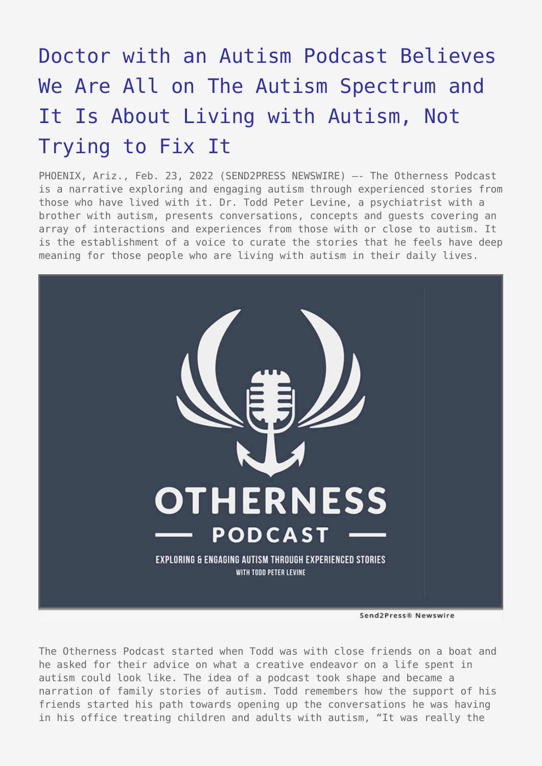# Doctor with an Autism Podcast Believes We Are All on The Autism Spectrum and It Is About Living with Autism, Not Trying to Fix It

PHOENIX, Ariz., Feb. 23, 2022 (SEND2PRESS NEWSWIRE) —- The Otherness Podcast is a narrative exploring and engaging autism through experienced stories from those who have lived with it. Dr. Todd Peter Levine, a psychiatrist with a brother with autism, presents conversations, concepts and guests covering an array of interactions and experiences from those with or close to autism. It is the establishment of a voice to curate the stories that he feels have deep meaning for those people who are living with autism in their daily lives.

The Otherness Podcast started when Todd was with close friends on a boat and he asked for their advice on what a creative endeavor on a life spent in autism could look like. The idea of a podcast took shape and became a narration of family stories of autism. Todd remembers how the support of his friends started his path towards opening up the conversations he was having in his office treating children and adults with autism, "It was really the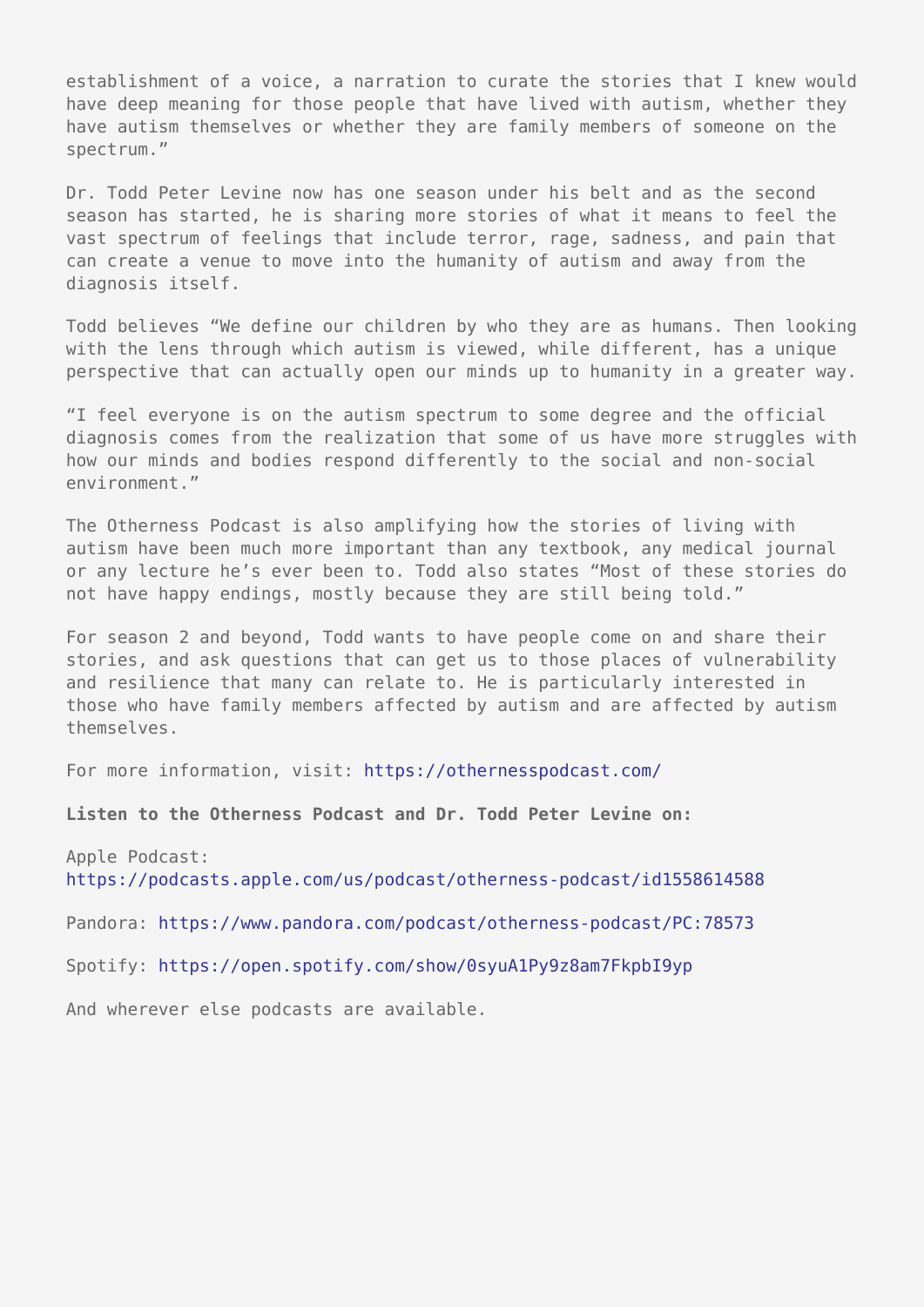establishment of a voice, a narration to curate the stories that I knew would have deep meaning for those people that have lived with autism, whether they have autism themselves or whether they are family members of someone on the spectrum."

Dr. Todd Peter Levine now has one season under his belt and as the second season has started, he is sharing more stories of what it means to feel the vast spectrum of feelings that include terror, rage, sadness, and pain that can create a venue to move into the humanity of autism and away from the diagnosis itself.

Todd believes "We define our children by who they are as humans. Then looking with the lens through which autism is viewed, while different, has a unique perspective that can actually open our minds up to humanity in a greater way.

"I feel everyone is on the autism spectrum to some degree and the official diagnosis comes from the realization that some of us have more struggles with how our minds and bodies respond differently to the social and non-social environment."

The Otherness Podcast is also amplifying how the stories of living with autism have been much more important than any textbook, any medical journal or any lecture he's ever been to. Todd also states "Most of these stories do not have happy endings, mostly because they are still being told."

For season 2 and beyond, Todd wants to have people come on and share their stories, and ask questions that can get us to those places of vulnerability and resilience that many can relate to. He is particularly interested in those who have family members affected by autism and are affected by autism themselves.

For more information, visit: https://othernesspodcast.com/

**Listen to the Otherness Podcast and Dr. Todd Peter Levine on:**

Apple Podcast: https://podcasts.apple.com/us/podcast/otherness-podcast/id1558614588

Pandora: https://www.pandora.com/podcast/otherness-podcast/PC:78573

Spotify: https://open.spotify.com/show/0syuA1Py9z8am7FkpbI9yp

And wherever else podcasts are available.